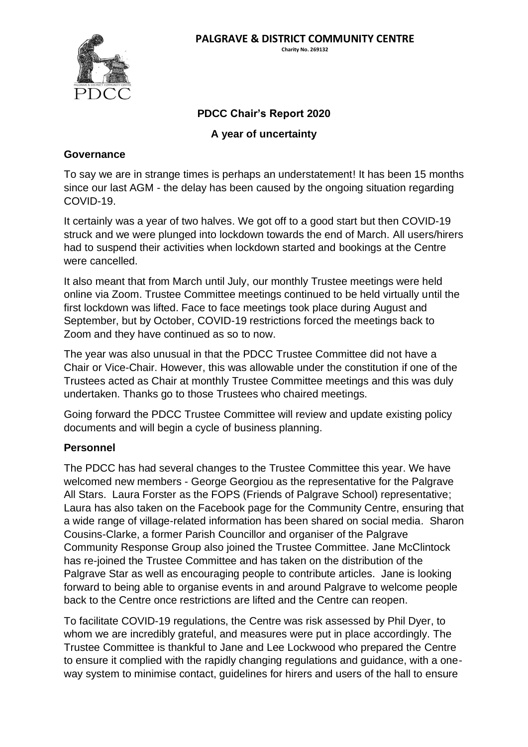**PALGRAVE & DISTRICT COMMUNITY CENTRE**

Charity No. 269132

# PDCC Chair's Report 2020

## A year of uncertainty

### Governance

To say we are in strange times is perhaps an understatement! It has been 15 months since our last AGM - the delay has been caused by the ongoing situation regarding COVID-19.

It certainly was a year of two halves. We got off to a good start but then COVID-19 struck and we were plunged into lockdown towards the end of March. All users/hirers had to suspend their activities when lockdown started and bookings at the Centre were cancelled.

It also meant that from March until July, our monthly Trustee meetings were held online via Zoom. Trustee Committee meetings continued to be held virtually until the first lockdown was lifted. Face to face meetings took place during August and September, but by October, COVID-19 restrictions forced the meetings back to Zoom and they have continued as so to now.

The year was also unusual in that the PDCC Trustee Committee did not have a Chair or Vice-Chair. However, this was allowable under the constitution if one of the Trustees acted as Chair at monthly Trustee Committee meetings and this was duly undertaken. Thanks go to those Trustees who chaired meetings.

Going forward the PDCC Trustee Committee will review and update existing policy documents and will begin a cycle of business planning.

### Personnel

The PDCC has had several changes to the Trustee Committee this year. We have welcomed new members - George Georgiou as the representative for the Palgrave All Stars. Laura Forster as the FOPS (Friends of Palgrave School) representative; Laura has also taken on the Facebook page for the Community Centre, ensuring that a wide range of village-related information has been shared on social media. Sharon Cousins-Clarke, a former Parish Councillor and organiser of the Palgrave Community Response Group also joined the Trustee Committee. Jane McClintock has re-joined the Trustee Committee and has taken on the distribution of the Palgrave Star as well as encouraging people to contribute articles. Jane is looking forward to being able to organise events in and around Palgrave to welcome people back to the Centre once restrictions are lifted and the Centre can reopen.

To facilitate COVID-19 regulations, the Centre was risk assessed by Phil Dyer, to whom we are incredibly grateful, and measures were put in place accordingly. The Trustee Committee is thankful to Jane and Lee Lockwood who prepared the Centre to ensure it complied with the rapidly changing regulations and guidance, with a one-way system to minimise contact, guidelines for hirers and users of the hall to ensure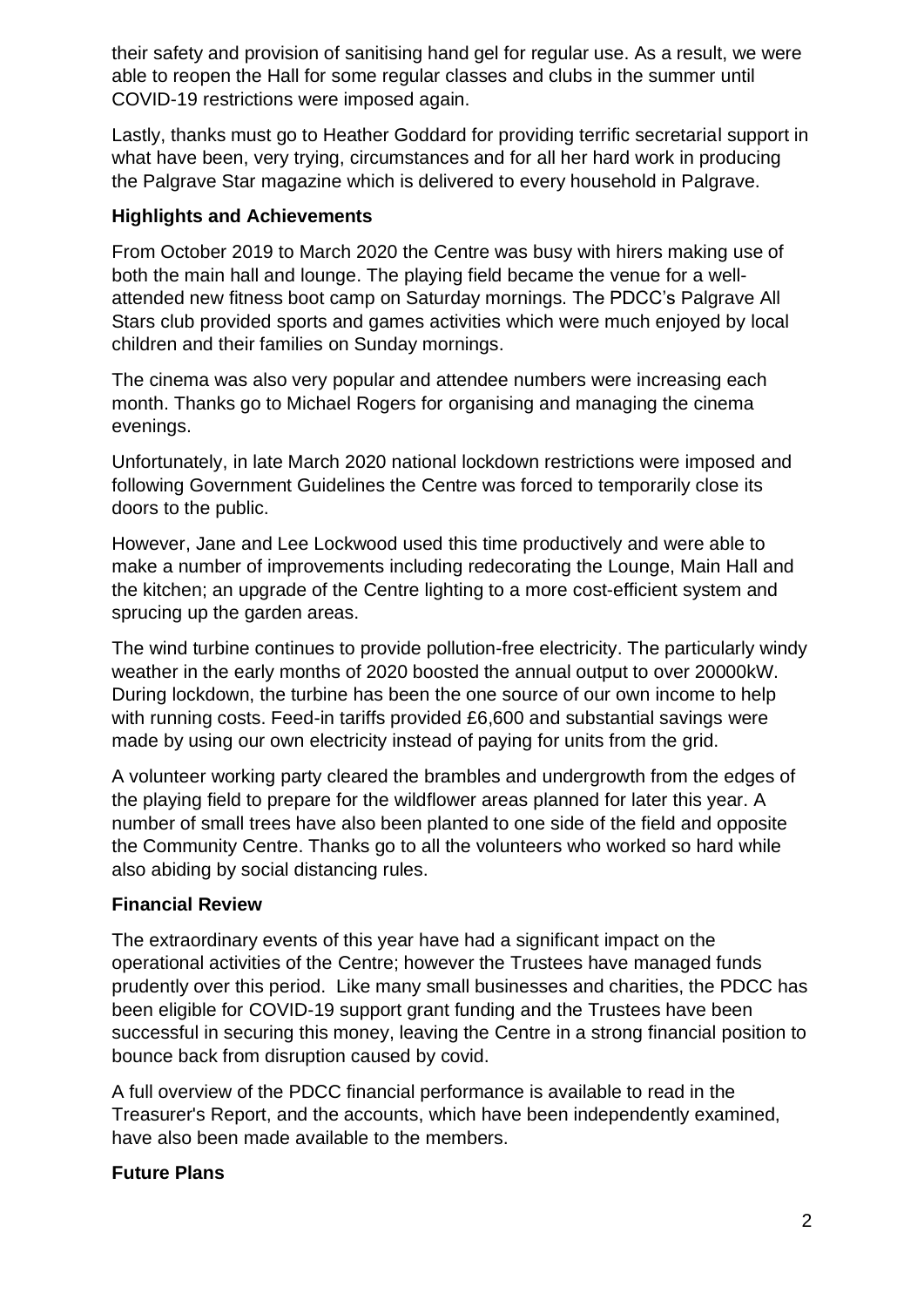their safety and provision of sanitising hand gel for regular use. As a result, we were able to reopen the Hall for some regular classes and clubs in the summer until COVID-19 restrictions were imposed again.

Lastly, thanks must go to Heather Goddard for providing terrific secretarial support in what have been, very trying, circumstances and for all her hard work in producing the Palgrave Star magazine which is delivered to every household in Palgrave.

**Highlights and Achievements**

From October 2019 to March 2020 the Centre was busy with hirers making use of both the main hall and lounge. The playing field became the venue for a well-attended new fitness boot camp on Saturday mornings. The PDCC's Palgrave All Stars club provided sports and games activities which were much enjoyed by local children and their families on Sunday mornings.

The cinema was also very popular and attendee numbers were increasing each month. Thanks go to Michael Rogers for organising and managing the cinema evenings.

Unfortunately, in late March 2020 national lockdown restrictions were imposed and following Government Guidelines the Centre was forced to temporarily close its doors to the public.

However, Jane and Lee Lockwood used this time productively and were able to make a number of improvements including redecorating the Lounge, Main Hall and the kitchen; an upgrade of the Centre lighting to a more cost-efficient system and sprucing up the garden areas.

The wind turbine continues to provide pollution-free electricity. The particularly windy weather in the early months of 2020 boosted the annual output to over 20000kW. During lockdown, the turbine has been the one source of our own income to help with running costs. Feed-in tariffs provided £6,600 and substantial savings were made by using our own electricity instead of paying for units from the grid.

A volunteer working party cleared the brambles and undergrowth from the edges of the playing field to prepare for the wildflower areas planned for later this year. A number of small trees have also been planted to one side of the field and opposite the Community Centre. Thanks go to all the volunteers who worked so hard while also abiding by social distancing rules.

**Financial Review**

The extraordinary events of this year have had a significant impact on the operational activities of the Centre; however the Trustees have managed funds prudently over this period. Like many small businesses and charities, the PDCC has been eligible for COVID-19 support grant funding and the Trustees have been successful in securing this money, leaving the Centre in a strong financial position to bounce back from disruption caused by covid.

A full overview of the PDCC financial performance is available to read in the Treasurer's Report, and the accounts, which have been independently examined, have also been made available to the members.

**Future Plans**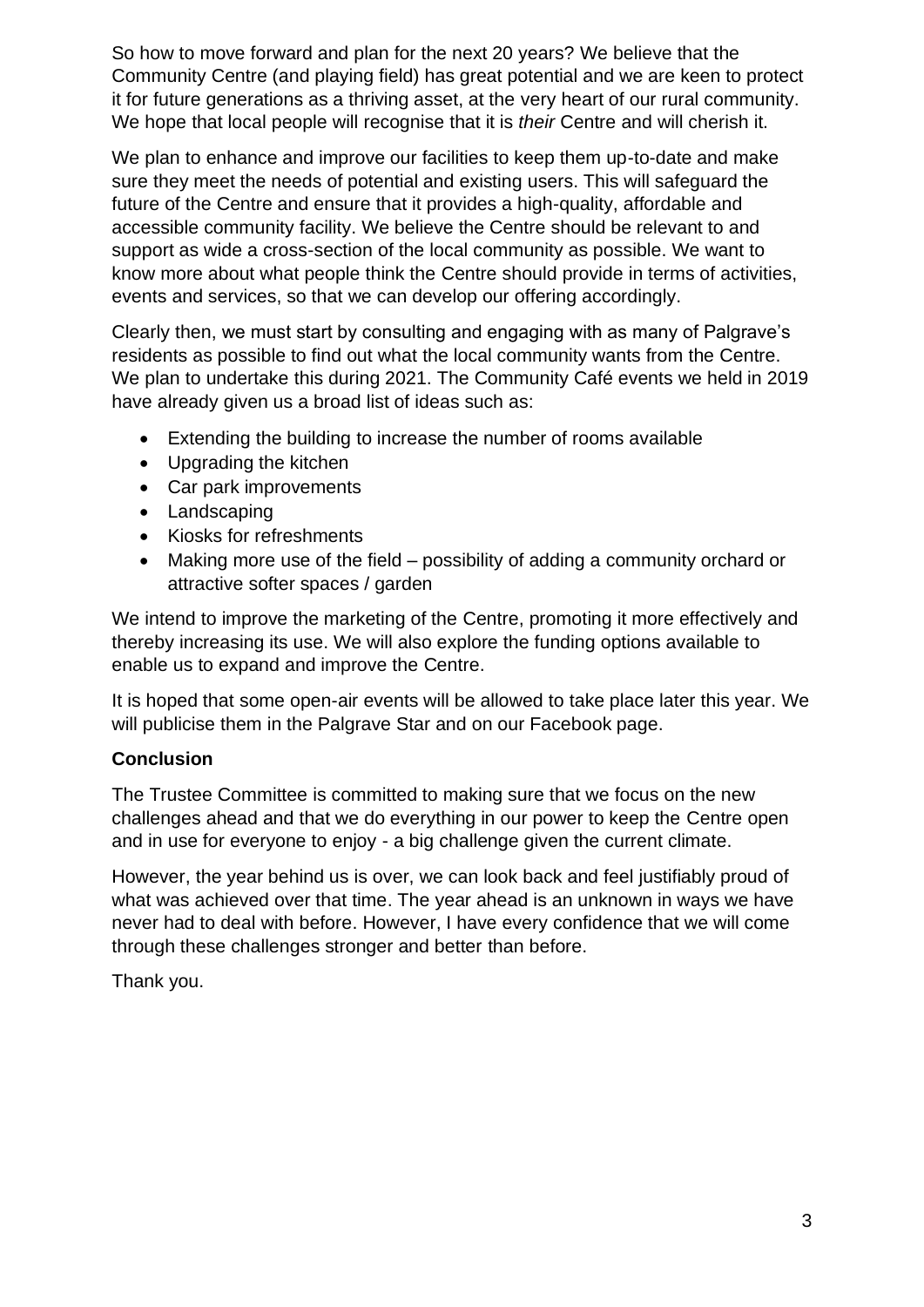So how to move forward and plan for the next 20 years? We believe that the Community Centre (and playing field) has great potential and we are keen to protect it for future generations as a thriving asset, at the very heart of our rural community. We hope that local people will recognise that it is *their* Centre and will cherish it.

We plan to enhance and improve our facilities to keep them up-to-date and make sure they meet the needs of potential and existing users. This will safeguard the future of the Centre and ensure that it provides a high-quality, affordable and accessible community facility. We believe the Centre should be relevant to and support as wide a cross-section of the local community as possible. We want to know more about what people think the Centre should provide in terms of activities, events and services, so that we can develop our offering accordingly.

Clearly then, we must start by consulting and engaging with as many of Palgrave's residents as possible to find out what the local community wants from the Centre. We plan to undertake this during 2021. The Community Café events we held in 2019 have already given us a broad list of ideas such as:

- Extending the building to increase the number of rooms available
- Upgrading the kitchen
- Car park improvements
- Landscaping
- Kiosks for refreshments
- Making more use of the field – possibility of adding a community orchard or attractive softer spaces / garden

We intend to improve the marketing of the Centre, promoting it more effectively and thereby increasing its use. We will also explore the funding options available to enable us to expand and improve the Centre.

It is hoped that some open-air events will be allowed to take place later this year. We will publicise them in the Palgrave Star and on our Facebook page.

**Conclusion**

The Trustee Committee is committed to making sure that we focus on the new challenges ahead and that we do everything in our power to keep the Centre open and in use for everyone to enjoy - a big challenge given the current climate.

However, the year behind us is over, we can look back and feel justifiably proud of what was achieved over that time. The year ahead is an unknown in ways we have never had to deal with before. However, I have every confidence that we will come through these challenges stronger and better than before.

Thank you.